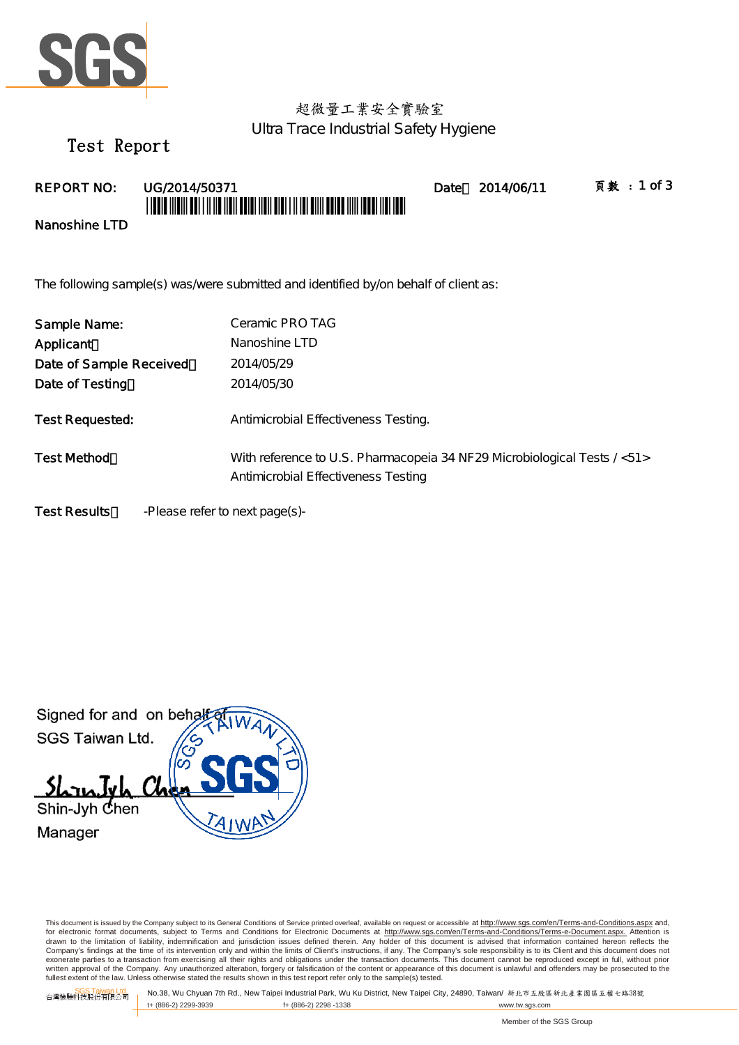超微量工業安全實驗室

Ultra Trace Industrial Safety Hygiene

# Test Report

**REPORT NO:** UG/2014/50371 **Date：** 2014/06/11

**Nanoshine LTD**

The following sample(s) was/were submitted and identified by/on behalf of client as:

**Sample Name:** Ceramic PRO TAG

**Applicant：** Nanoshine LTD

**Date of Sample Received：** 2014/05/29

**Date of Testing：** 2014/05/30

**Test Requested:** Antimicrobial Effectiveness Testing.

**Test Method：** With reference to U.S. Pharmacopeia 34 NF29 Microbiological Tests / <51> Antimicrobial Effectiveness Testing

**Test Results：** -Please refer to next page(s)-

Signed for and on behalf of
SGS Taiwan Ltd.

Shin-Jyh Chen
Manager

This document is issued by the Company subject to its General Conditions of Service printed overleaf, available on request or accessible at http://www.sgs.com/en/Terms-and-Conditions.aspx and, for electronic format documents, subject to Terms and Conditions for Electronic Documents at http://www.sgs.com/en/Terms-and-Conditions/Terms-e-Document.aspx. Attention is drawn to the limitation of liability, indemnification and jurisdiction issues defined therein. Any holder of this document is advised that information contained hereon reflects the Company's findings at the time of its intervention only and within the limits of Client's instructions, if any. The Company's sole responsibility is to its Client and this document does not exonerate parties to a transaction from exercising all their rights and obligations under the transaction documents. This document cannot be reproduced except in full, without prior written approval of the Company. Any unauthorized alteration, forgery or falsification of the content or appearance of this document is unlawful and offenders may be prosecuted to the fullest extent of the law. Unless otherwise stated the results shown in this test report refer only to the sample(s) tested.

SGS Taiwan Ltd. 台灣檢驗科技股份有限公司 | No.38, Wu Chyuan 7th Rd., New Taipei Industrial Park, Wu Ku District, New Taipei City, 24890, Taiwan/ 新北市五股區新北產業園區五權七路38號 | t+ (886-2) 2299-3939 | f+ (886-2) 2298 -1338 | www.tw.sgs.com

Member of the SGS Group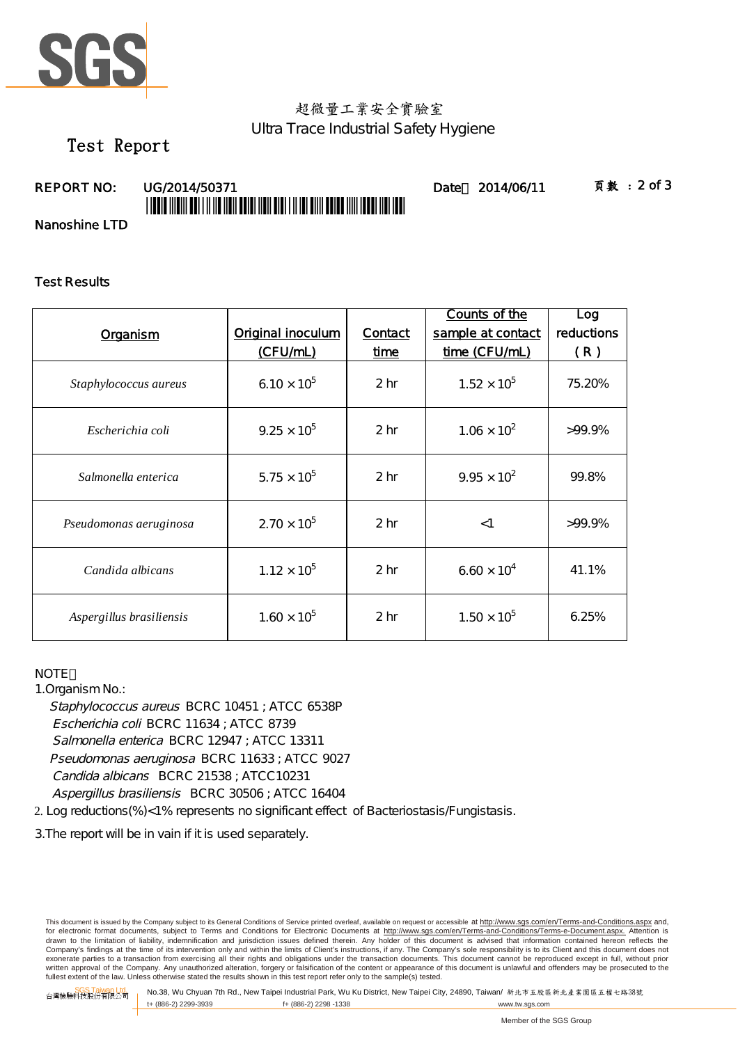超微量工業安全實驗室

Ultra Trace Industrial Safety Hygiene

# Test Report

**REPORT NO:** UG/2014/50371 **Date：** 2014/06/11

**Nanoshine LTD**

## Test Results

| Organism | Original inoculum (CFU/mL) | Contact time | Counts of the sample at contact time (CFU/mL) | Log reductions (R) |
|---|---|---|---|---|
| *Staphylococcus aureus* | $6.10 \times 10^5$ | 2 hr | $1.52 \times 10^5$ | 75.20% |
| *Escherichia coli* | $9.25 \times 10^5$ | 2 hr | $1.06 \times 10^2$ | >99.9% |
| *Salmonella enterica* | $5.75 \times 10^5$ | 2 hr | $9.95 \times 10^2$ | 99.8% |
| *Pseudomonas aeruginosa* | $2.70 \times 10^5$ | 2 hr | <1 | >99.9% |
| *Candida albicans* | $1.12 \times 10^5$ | 2 hr | $6.60 \times 10^4$ | 41.1% |
| *Aspergillus brasiliensis* | $1.60 \times 10^5$ | 2 hr | $1.50 \times 10^5$ | 6.25% |

NOTE：

1.Organism No.:

*Staphylococcus aureus* BCRC 10451 ; ATCC 6538P
*Escherichia coli* BCRC 11634 ; ATCC 8739
*Salmonella enterica* BCRC 12947 ; ATCC 13311
*Pseudomonas aeruginosa* BCRC 11633 ; ATCC 9027
*Candida albicans* BCRC 21538 ; ATCC10231
*Aspergillus brasiliensis* BCRC 30506 ; ATCC 16404

2. Log reductions(%)<1% represents no significant effect of Bacteriostasis/Fungistasis.

3.The report will be in vain if it is used separately.

This document is issued by the Company subject to its General Conditions of Service printed overleaf, available on request or accessible at http://www.sgs.com/en/Terms-and-Conditions.aspx and, for electronic format documents, subject to Terms and Conditions for Electronic Documents at http://www.sgs.com/en/Terms-and-Conditions/Terms-e-Document.aspx. Attention is drawn to the limitation of liability, indemnification and jurisdiction issues defined therein. Any holder of this document is advised that information contained hereon reflects the Company's findings at the time of its intervention only and within the limits of Client's instructions, if any. The Company's sole responsibility is to its Client and this document does not exonerate parties to a transaction from exercising all their rights and obligations under the transaction documents. This document cannot be reproduced except in full, without prior written approval of the Company. Any unauthorized alteration, forgery or falsification of the content or appearance of this document is unlawful and offenders may be prosecuted to the fullest extent of the law. Unless otherwise stated the results shown in this test report refer only to the sample(s) tested.

SGS Taiwan Ltd. 台灣檢驗科技股份有限公司 No.38, Wu Chyuan 7th Rd., New Taipei Industrial Park, Wu Ku District, New Taipei City, 24890, Taiwan/ 新北市五股區新北產業園區五權七路38號 t+ (886-2) 2299-3939 f+ (886-2) 2298 -1338 www.tw.sgs.com

Member of the SGS Group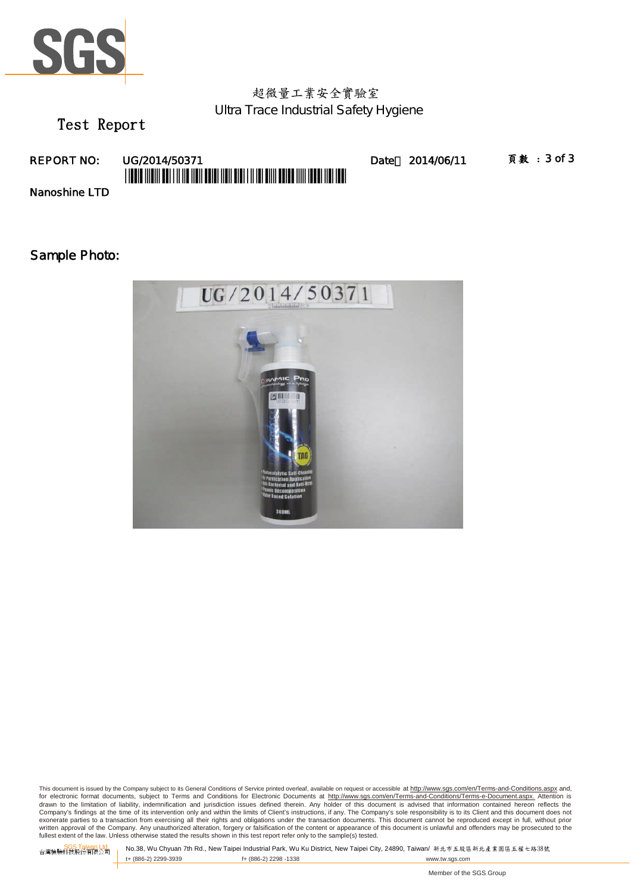超微量工業安全實驗室
Ultra Trace Industrial Safety Hygiene

Test Report

REPORT NO: UG/2014/50371 Date：2014/06/11

Nanoshine LTD

## Sample Photo:

This document is issued by the Company subject to its General Conditions of Service printed overleaf, available on request or accessible at http://www.sgs.com/en/Terms-and-Conditions.aspx and, for electronic format documents, subject to Terms and Conditions for Electronic Documents at http://www.sgs.com/en/Terms-and-Conditions/Terms-e-Document.aspx. Attention is drawn to the limitation of liability, indemnification and jurisdiction issues defined therein. Any holder of this document is advised that information contained hereon reflects the Company's findings at the time of its intervention only and within the limits of Client's instructions, if any. The Company's sole responsibility is to its Client and this document does not exonerate parties to a transaction from exercising all their rights and obligations under the transaction documents. This document cannot be reproduced except in full, without prior written approval of the Company. Any unauthorized alteration, forgery or falsification of the content or appearance of this document is unlawful and offenders may be prosecuted to the fullest extent of the law. Unless otherwise stated the results shown in this test report refer only to the sample(s) tested.

SGS Taiwan Ltd. 台灣檢驗科技股份有限公司 | No.38, Wu Chyuan 7th Rd., New Taipei Industrial Park, Wu Ku District, New Taipei City, 24890, Taiwan/ 新北市五股區新北產業園區五權七路38號
t+ (886-2) 2299-3939 f+ (886-2) 2298 -1338 www.tw.sgs.com

Member of the SGS Group